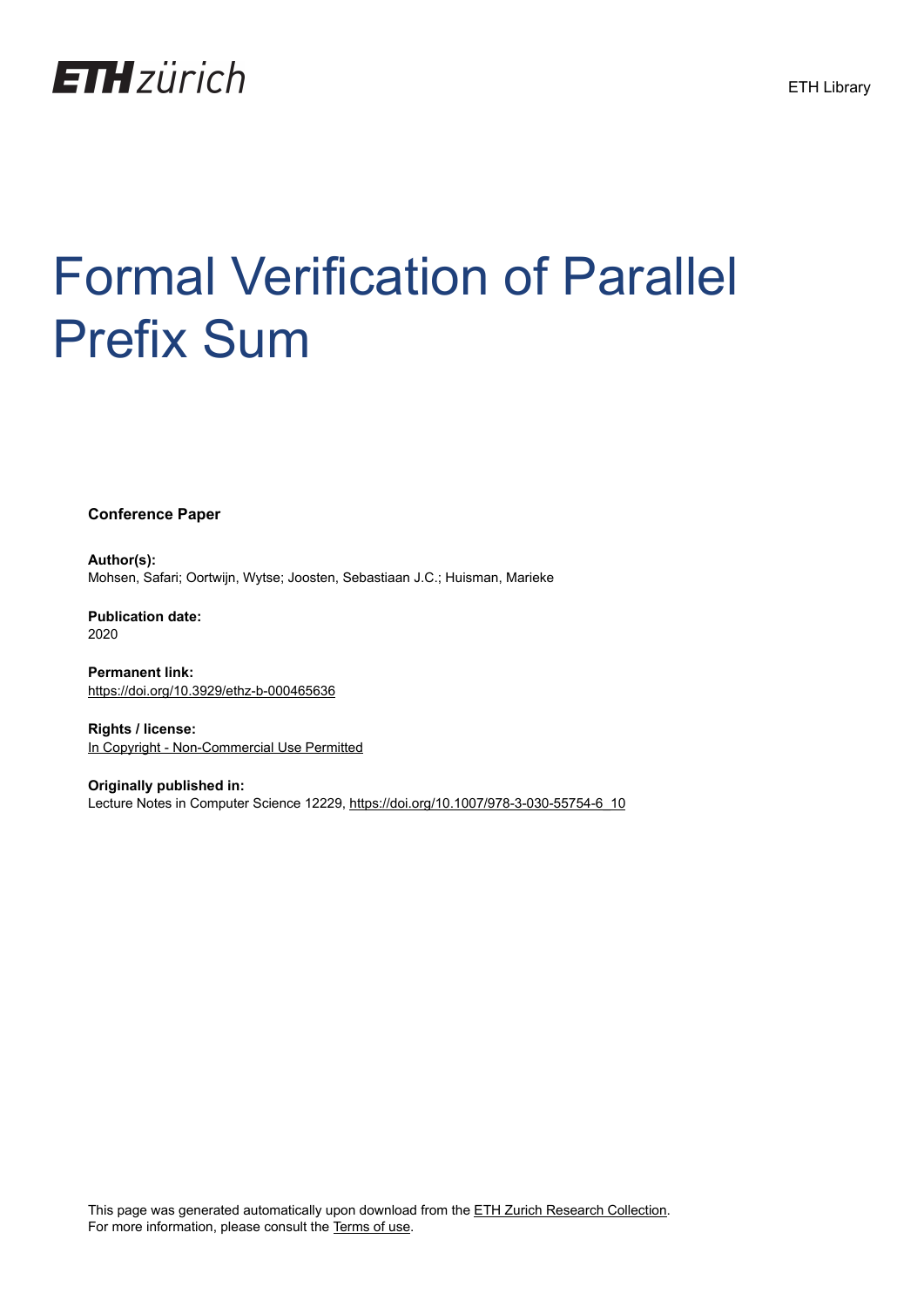ETH Library

# Formal Verification of Parallel Prefix Sum

**Conference Paper**

**Author(s):**
Mohsen, Safari; Oortwijn, Wytse; Joosten, Sebastiaan J.C.; Huisman, Marieke

**Publication date:**
2020

**Permanent link:**
https://doi.org/10.3929/ethz-b-000465636

**Rights / license:**
In Copyright - Non-Commercial Use Permitted

**Originally published in:**
Lecture Notes in Computer Science 12229, https://doi.org/10.1007/978-3-030-55754-6_10

This page was generated automatically upon download from the ETH Zurich Research Collection.
For more information, please consult the Terms of use.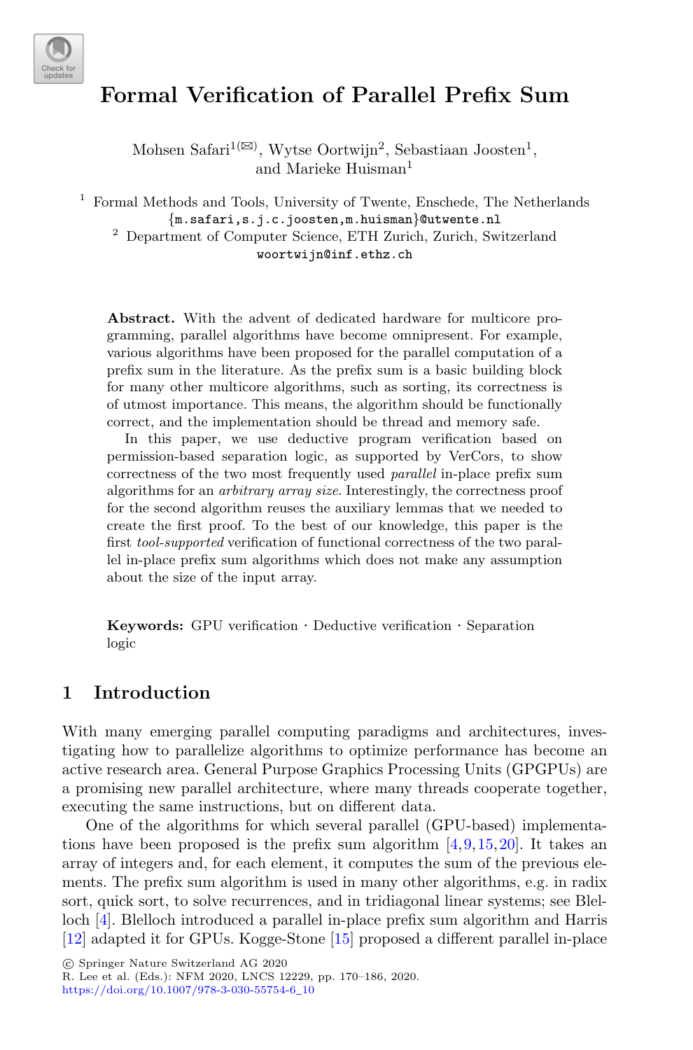# Formal Verification of Parallel Prefix Sum

Mohsen Safari[1(✉)], Wytse Oortwijn[2], Sebastiaan Joosten[1], and Marieke Huisman[1]

[1] Formal Methods and Tools, University of Twente, Enschede, The Netherlands
{m.safari,s.j.c.joosten,m.huisman}@utwente.nl

[2] Department of Computer Science, ETH Zurich, Zurich, Switzerland
woortwijn@inf.ethz.ch

**Abstract.** With the advent of dedicated hardware for multicore programming, parallel algorithms have become omnipresent. For example, various algorithms have been proposed for the parallel computation of a prefix sum in the literature. As the prefix sum is a basic building block for many other multicore algorithms, such as sorting, its correctness is of utmost importance. This means, the algorithm should be functionally correct, and the implementation should be thread and memory safe.

In this paper, we use deductive program verification based on permission-based separation logic, as supported by VerCors, to show correctness of the two most frequently used *parallel* in-place prefix sum algorithms for an *arbitrary array size*. Interestingly, the correctness proof for the second algorithm reuses the auxiliary lemmas that we needed to create the first proof. To the best of our knowledge, this paper is the first *tool-supported* verification of functional correctness of the two parallel in-place prefix sum algorithms which does not make any assumption about the size of the input array.

**Keywords:** GPU verification · Deductive verification · Separation logic

## 1 Introduction

With many emerging parallel computing paradigms and architectures, investigating how to parallelize algorithms to optimize performance has become an active research area. General Purpose Graphics Processing Units (GPGPUs) are a promising new parallel architecture, where many threads cooperate together, executing the same instructions, but on different data.

One of the algorithms for which several parallel (GPU-based) implementations have been proposed is the prefix sum algorithm [4,9,15,20]. It takes an array of integers and, for each element, it computes the sum of the previous elements. The prefix sum algorithm is used in many other algorithms, e.g. in radix sort, quick sort, to solve recurrences, and in tridiagonal linear systems; see Blelloch [4]. Blelloch introduced a parallel in-place prefix sum algorithm and Harris [12] adapted it for GPUs. Kogge-Stone [15] proposed a different parallel in-place

© Springer Nature Switzerland AG 2020
R. Lee et al. (Eds.): NFM 2020, LNCS 12229, pp. 170–186, 2020.
https://doi.org/10.1007/978-3-030-55754-6_10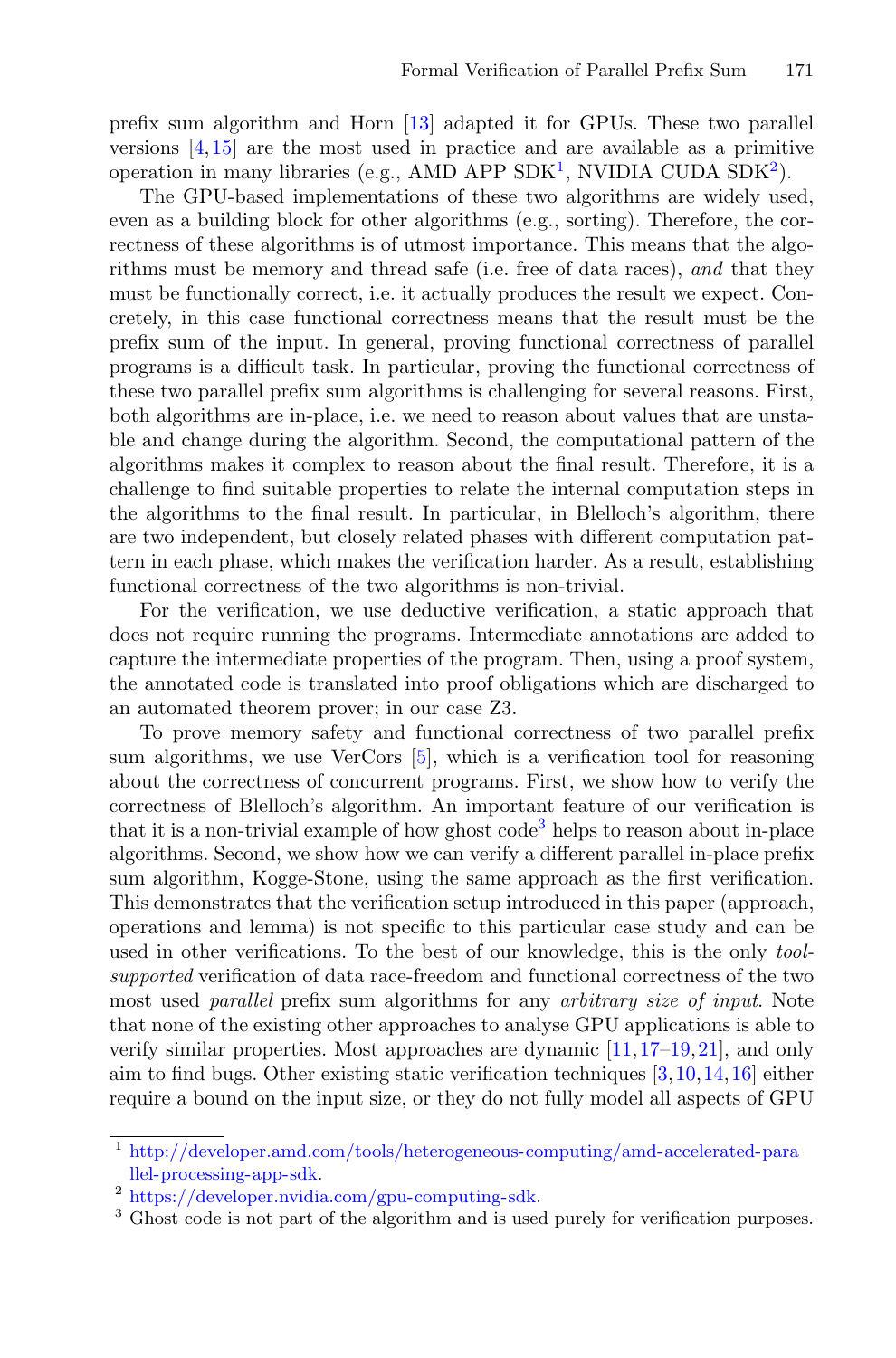prefix sum algorithm and Horn [13] adapted it for GPUs. These two parallel versions [4,15] are the most used in practice and are available as a primitive operation in many libraries (e.g., AMD APP SDK[1], NVIDIA CUDA SDK[2]).

The GPU-based implementations of these two algorithms are widely used, even as a building block for other algorithms (e.g., sorting). Therefore, the correctness of these algorithms is of utmost importance. This means that the algorithms must be memory and thread safe (i.e. free of data races), *and* that they must be functionally correct, i.e. it actually produces the result we expect. Concretely, in this case functional correctness means that the result must be the prefix sum of the input. In general, proving functional correctness of parallel programs is a difficult task. In particular, proving the functional correctness of these two parallel prefix sum algorithms is challenging for several reasons. First, both algorithms are in-place, i.e. we need to reason about values that are unstable and change during the algorithm. Second, the computational pattern of the algorithms makes it complex to reason about the final result. Therefore, it is a challenge to find suitable properties to relate the internal computation steps in the algorithms to the final result. In particular, in Blelloch's algorithm, there are two independent, but closely related phases with different computation pattern in each phase, which makes the verification harder. As a result, establishing functional correctness of the two algorithms is non-trivial.

For the verification, we use deductive verification, a static approach that does not require running the programs. Intermediate annotations are added to capture the intermediate properties of the program. Then, using a proof system, the annotated code is translated into proof obligations which are discharged to an automated theorem prover; in our case Z3.

To prove memory safety and functional correctness of two parallel prefix sum algorithms, we use VerCors [5], which is a verification tool for reasoning about the correctness of concurrent programs. First, we show how to verify the correctness of Blelloch's algorithm. An important feature of our verification is that it is a non-trivial example of how ghost code[3] helps to reason about in-place algorithms. Second, we show how we can verify a different parallel in-place prefix sum algorithm, Kogge-Stone, using the same approach as the first verification. This demonstrates that the verification setup introduced in this paper (approach, operations and lemma) is not specific to this particular case study and can be used in other verifications. To the best of our knowledge, this is the only *tool-supported* verification of data race-freedom and functional correctness of the two most used *parallel* prefix sum algorithms for any *arbitrary size of input*. Note that none of the existing other approaches to analyse GPU applications is able to verify similar properties. Most approaches are dynamic [11,17–19,21], and only aim to find bugs. Other existing static verification techniques [3,10,14,16] either require a bound on the input size, or they do not fully model all aspects of GPU

[1] http://developer.amd.com/tools/heterogeneous-computing/amd-accelerated-parallel-processing-app-sdk.

[2] https://developer.nvidia.com/gpu-computing-sdk.

[3] Ghost code is not part of the algorithm and is used purely for verification purposes.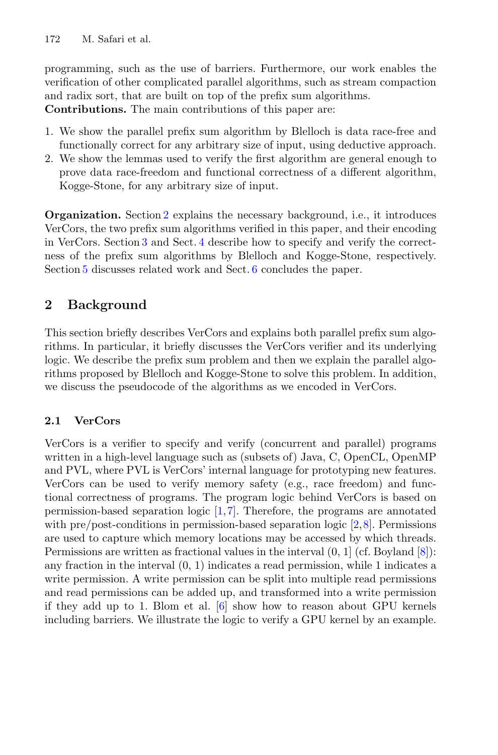programming, such as the use of barriers. Furthermore, our work enables the verification of other complicated parallel algorithms, such as stream compaction and radix sort, that are built on top of the prefix sum algorithms.

**Contributions.** The main contributions of this paper are:

1. We show the parallel prefix sum algorithm by Blelloch is data race-free and functionally correct for any arbitrary size of input, using deductive approach.
2. We show the lemmas used to verify the first algorithm are general enough to prove data race-freedom and functional correctness of a different algorithm, Kogge-Stone, for any arbitrary size of input.

**Organization.** Section 2 explains the necessary background, i.e., it introduces VerCors, the two prefix sum algorithms verified in this paper, and their encoding in VerCors. Section 3 and Sect. 4 describe how to specify and verify the correctness of the prefix sum algorithms by Blelloch and Kogge-Stone, respectively. Section 5 discusses related work and Sect. 6 concludes the paper.

## 2 Background

This section briefly describes VerCors and explains both parallel prefix sum algorithms. In particular, it briefly discusses the VerCors verifier and its underlying logic. We describe the prefix sum problem and then we explain the parallel algorithms proposed by Blelloch and Kogge-Stone to solve this problem. In addition, we discuss the pseudocode of the algorithms as we encoded in VerCors.

### 2.1 VerCors

VerCors is a verifier to specify and verify (concurrent and parallel) programs written in a high-level language such as (subsets of) Java, C, OpenCL, OpenMP and PVL, where PVL is VerCors' internal language for prototyping new features. VerCors can be used to verify memory safety (e.g., race freedom) and functional correctness of programs. The program logic behind VerCors is based on permission-based separation logic [1,7]. Therefore, the programs are annotated with pre/post-conditions in permission-based separation logic [2,8]. Permissions are used to capture which memory locations may be accessed by which threads. Permissions are written as fractional values in the interval (0, 1] (cf. Boyland [8]): any fraction in the interval (0, 1) indicates a read permission, while 1 indicates a write permission. A write permission can be split into multiple read permissions and read permissions can be added up, and transformed into a write permission if they add up to 1. Blom et al. [6] show how to reason about GPU kernels including barriers. We illustrate the logic to verify a GPU kernel by an example.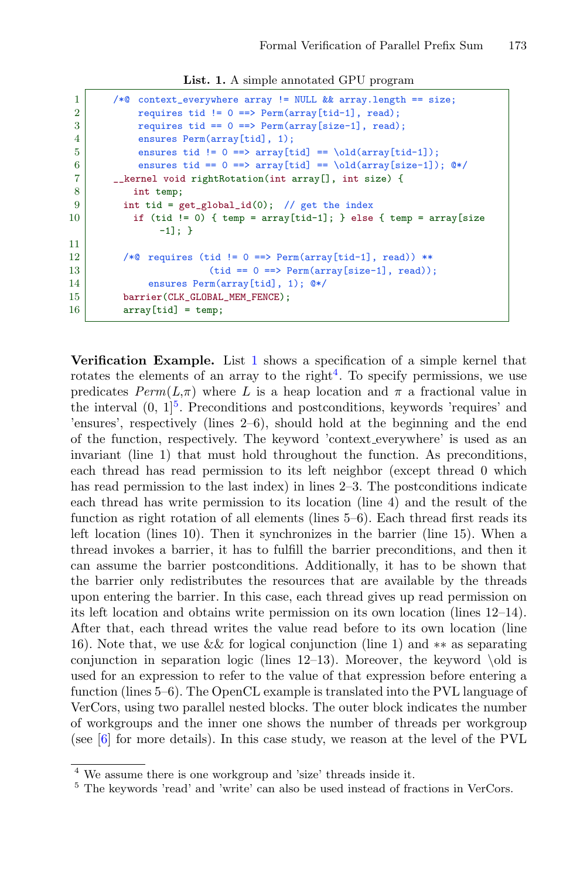**List. 1.** A simple annotated GPU program

```
1    /*@ context_everywhere array != NULL && array.length == size;
2        requires tid != 0 ==> Perm(array[tid-1], read);
3        requires tid == 0 ==> Perm(array[size-1], read);
4        ensures Perm(array[tid], 1);
5        ensures tid != 0 ==> array[tid] == \old(array[tid-1]);
6        ensures tid == 0 ==> array[tid] == \old(array[size-1]); @*/
7    __kernel void rightRotation(int array[], int size) {
8       int temp;
9      int tid = get_global_id(0);  // get the index
10      if (tid != 0) { temp = array[tid-1]; } else { temp = array[size
            -1]; }
11
12     /*@ requires (tid != 0 ==> Perm(array[tid-1], read)) **
13                  (tid == 0 ==> Perm(array[size-1], read));
14        ensures Perm(array[tid], 1); @*/
15     barrier(CLK_GLOBAL_MEM_FENCE);
16     array[tid] = temp;
```

**Verification Example.** List 1 shows a specification of a simple kernel that rotates the elements of an array to the right[4]. To specify permissions, we use predicates $Perm(L,\pi)$ where $L$ is a heap location and $\pi$ a fractional value in the interval $(0, 1]$[5]. Preconditions and postconditions, keywords 'requires' and 'ensures', respectively (lines 2–6), should hold at the beginning and the end of the function, respectively. The keyword 'context_everywhere' is used as an invariant (line 1) that must hold throughout the function. As preconditions, each thread has read permission to its left neighbor (except thread 0 which has read permission to the last index) in lines 2–3. The postconditions indicate each thread has write permission to its location (line 4) and the result of the function as right rotation of all elements (lines 5–6). Each thread first reads its left location (lines 10). Then it synchronizes in the barrier (line 15). When a thread invokes a barrier, it has to fulfill the barrier preconditions, and then it can assume the barrier postconditions. Additionally, it has to be shown that the barrier only redistributes the resources that are available by the threads upon entering the barrier. In this case, each thread gives up read permission on its left location and obtains write permission on its own location (lines 12–14). After that, each thread writes the value read before to its own location (line 16). Note that, we use && for logical conjunction (line 1) and ∗∗ as separating conjunction in separation logic (lines 12–13). Moreover, the keyword \old is used for an expression to refer to the value of that expression before entering a function (lines 5–6). The OpenCL example is translated into the PVL language of VerCors, using two parallel nested blocks. The outer block indicates the number of workgroups and the inner one shows the number of threads per workgroup (see [6] for more details). In this case study, we reason at the level of the PVL

[4] We assume there is one workgroup and 'size' threads inside it.

[5] The keywords 'read' and 'write' can also be used instead of fractions in VerCors.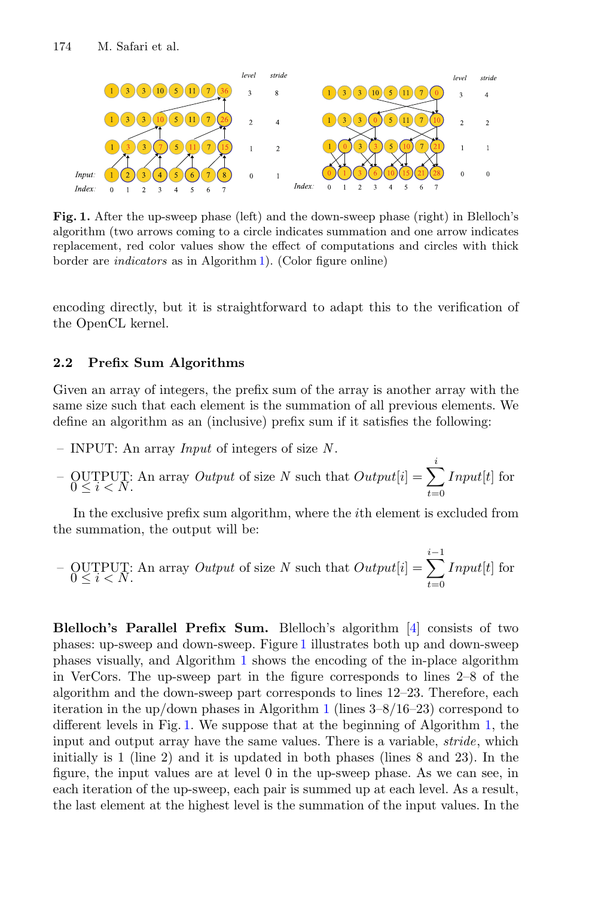**Fig. 1.** After the up-sweep phase (left) and the down-sweep phase (right) in Blelloch's algorithm (two arrows coming to a circle indicates summation and one arrow indicates replacement, red color values show the effect of computations and circles with thick border are *indicators* as in Algorithm 1). (Color figure online)

encoding directly, but it is straightforward to adapt this to the verification of the OpenCL kernel.

### 2.2 Prefix Sum Algorithms

Given an array of integers, the prefix sum of the array is another array with the same size such that each element is the summation of all previous elements. We define an algorithm as an (inclusive) prefix sum if it satisfies the following:

- INPUT: An array *Input* of integers of size $N$.
- OUTPUT: An array *Output* of size $N$ such that $Output[i] = \sum_{t=0}^{i} Input[t]$ for $0 \leq i < N$.

In the exclusive prefix sum algorithm, where the $i$th element is excluded from the summation, the output will be:

- OUTPUT: An array *Output* of size $N$ such that $Output[i] = \sum_{t=0}^{i-1} Input[t]$ for $0 \leq i < N$.

**Blelloch's Parallel Prefix Sum.** Blelloch's algorithm [4] consists of two phases: up-sweep and down-sweep. Figure 1 illustrates both up and down-sweep phases visually, and Algorithm 1 shows the encoding of the in-place algorithm in VerCors. The up-sweep part in the figure corresponds to lines 2–8 of the algorithm and the down-sweep part corresponds to lines 12–23. Therefore, each iteration in the up/down phases in Algorithm 1 (lines 3–8/16–23) correspond to different levels in Fig. 1. We suppose that at the beginning of Algorithm 1, the input and output array have the same values. There is a variable, *stride*, which initially is 1 (line 2) and it is updated in both phases (lines 8 and 23). In the figure, the input values are at level 0 in the up-sweep phase. As we can see, in each iteration of the up-sweep, each pair is summed up at each level. As a result, the last element at the highest level is the summation of the input values. In the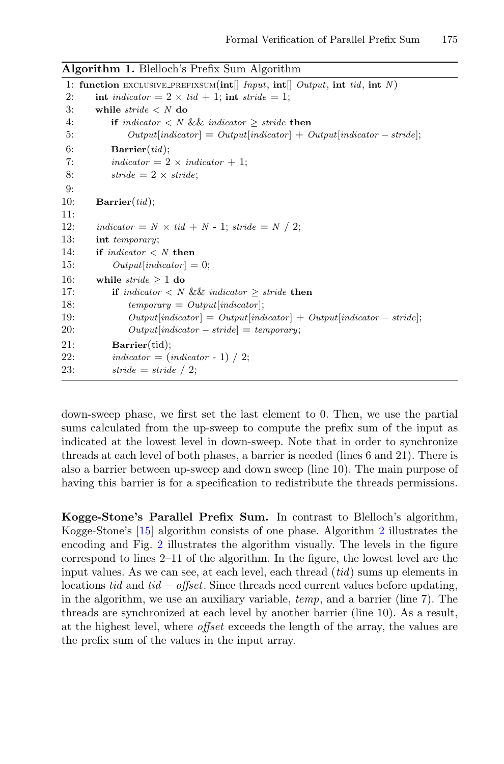**Algorithm 1.** Blelloch's Prefix Sum Algorithm

```
 1: function EXCLUSIVE_PREFIXSUM(int[] Input, int[] Output, int tid, int N)
 2:     int indicator = 2 × tid + 1; int stride = 1;
 3:     while stride < N do
 4:         if indicator < N && indicator ≥ stride then
 5:             Output[indicator] = Output[indicator] + Output[indicator − stride];
 6:         Barrier(tid);
 7:         indicator = 2 × indicator + 1;
 8:         stride = 2 × stride;
 9:
10:     Barrier(tid);
11:
12:     indicator = N × tid + N - 1; stride = N / 2;
13:     int temporary;
14:     if indicator < N then
15:         Output[indicator] = 0;
16:     while stride ≥ 1 do
17:         if indicator < N && indicator ≥ stride then
18:             temporary = Output[indicator];
19:             Output[indicator] = Output[indicator] + Output[indicator − stride];
20:             Output[indicator − stride] = temporary;
21:         Barrier(tid);
22:         indicator = (indicator - 1) / 2;
23:         stride = stride / 2;
```

down-sweep phase, we first set the last element to 0. Then, we use the partial sums calculated from the up-sweep to compute the prefix sum of the input as indicated at the lowest level in down-sweep. Note that in order to synchronize threads at each level of both phases, a barrier is needed (lines 6 and 21). There is also a barrier between up-sweep and down sweep (line 10). The main purpose of having this barrier is for a specification to redistribute the threads permissions.

**Kogge-Stone's Parallel Prefix Sum.** In contrast to Blelloch's algorithm, Kogge-Stone's [15] algorithm consists of one phase. Algorithm 2 illustrates the encoding and Fig. 2 illustrates the algorithm visually. The levels in the figure correspond to lines 2–11 of the algorithm. In the figure, the lowest level are the input values. As we can see, at each level, each thread (*tid*) sums up elements in locations *tid* and $tid - offset$. Since threads need current values before updating, in the algorithm, we use an auxiliary variable, *temp*, and a barrier (line 7). The threads are synchronized at each level by another barrier (line 10). As a result, at the highest level, where *offset* exceeds the length of the array, the values are the prefix sum of the values in the input array.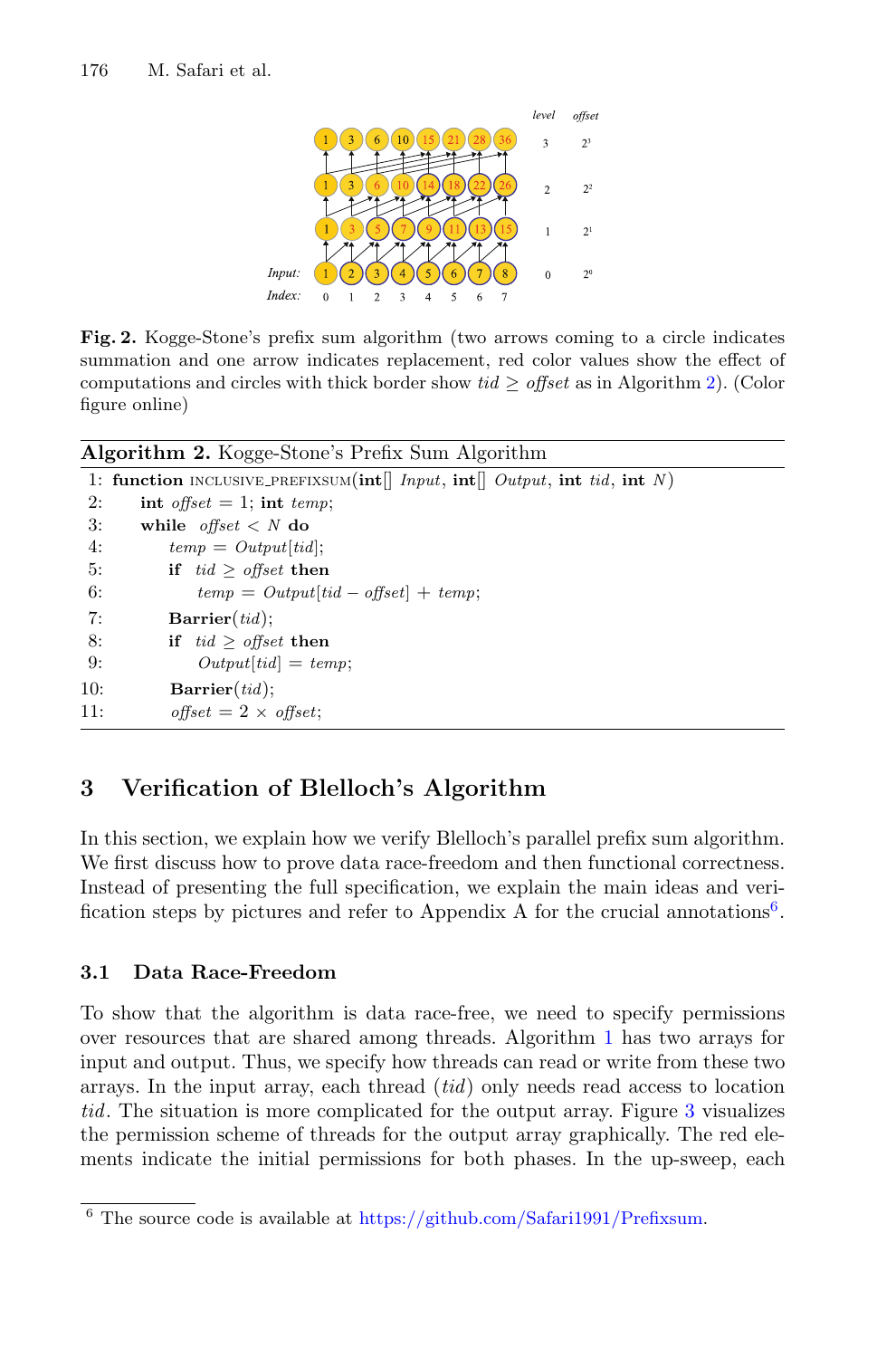**Fig. 2.** Kogge-Stone's prefix sum algorithm (two arrows coming to a circle indicates summation and one arrow indicates replacement, red color values show the effect of computations and circles with thick border show $tid \geq offset$ as in Algorithm 2). (Color figure online)

**Algorithm 2.** Kogge-Stone's Prefix Sum Algorithm

```
1: function INCLUSIVE_PREFIXSUM(int[] Input, int[] Output, int tid, int N)
2:     int offset = 1; int temp;
3:     while offset < N do
4:         temp = Output[tid];
5:         if tid ≥ offset then
6:             temp = Output[tid − offset] + temp;
7:         Barrier(tid);
8:         if tid ≥ offset then
9:             Output[tid] = temp;
10:        Barrier(tid);
11:        offset = 2 × offset;
```

## 3 Verification of Blelloch's Algorithm

In this section, we explain how we verify Blelloch's parallel prefix sum algorithm. We first discuss how to prove data race-freedom and then functional correctness. Instead of presenting the full specification, we explain the main ideas and verification steps by pictures and refer to Appendix A for the crucial annotations[6].

### 3.1 Data Race-Freedom

To show that the algorithm is data race-free, we need to specify permissions over resources that are shared among threads. Algorithm 1 has two arrays for input and output. Thus, we specify how threads can read or write from these two arrays. In the input array, each thread ($tid$) only needs read access to location $tid$. The situation is more complicated for the output array. Figure 3 visualizes the permission scheme of threads for the output array graphically. The red elements indicate the initial permissions for both phases. In the up-sweep, each

[6] The source code is available at https://github.com/Safari1991/Prefixsum.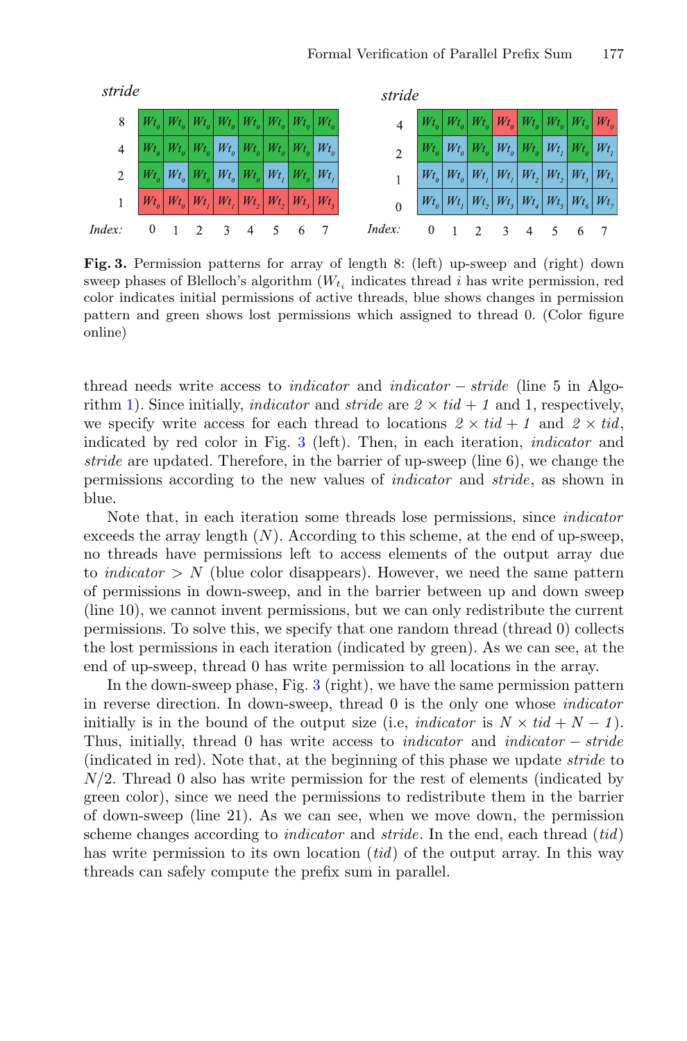| *stride* | | | | | | | | |
|---|---|---|---|---|---|---|---|---|
| 8 | $Wt_0$ | $Wt_0$ | $Wt_0$ | $Wt_0$ | $Wt_0$ | $Wt_0$ | $Wt_0$ | $Wt_0$ |
| 4 | $Wt_0$ | $Wt_0$ | $Wt_0$ | $Wt_0$ | $Wt_0$ | $Wt_0$ | $Wt_0$ | $Wt_0$ |
| 2 | $Wt_0$ | $Wt_0$ | $Wt_0$ | $Wt_0$ | $Wt_0$ | $Wt_1$ | $Wt_0$ | $Wt_1$ |
| 1 | $Wt_0$ | $Wt_0$ | $Wt_1$ | $Wt_1$ | $Wt_2$ | $Wt_2$ | $Wt_3$ | $Wt_3$ |
| *Index:* | 0 | 1 | 2 | 3 | 4 | 5 | 6 | 7 |

| *stride* | | | | | | | | |
|---|---|---|---|---|---|---|---|---|
| 4 | $Wt_0$ | $Wt_0$ | $Wt_0$ | $Wt_0$ | $Wt_0$ | $Wt_0$ | $Wt_0$ | $Wt_0$ |
| 2 | $Wt_0$ | $Wt_0$ | $Wt_0$ | $Wt_0$ | $Wt_0$ | $Wt_1$ | $Wt_0$ | $Wt_1$ |
| 1 | $Wt_0$ | $Wt_0$ | $Wt_1$ | $Wt_1$ | $Wt_2$ | $Wt_2$ | $Wt_3$ | $Wt_3$ |
| 0 | $Wt_0$ | $Wt_1$ | $Wt_2$ | $Wt_3$ | $Wt_4$ | $Wt_5$ | $Wt_6$ | $Wt_7$ |
| *Index:* | 0 | 1 | 2 | 3 | 4 | 5 | 6 | 7 |

**Fig. 3.** Permission patterns for array of length 8: (left) up-sweep and (right) down sweep phases of Blelloch's algorithm ($W_{t_i}$ indicates thread $i$ has write permission, red color indicates initial permissions of active threads, blue shows changes in permission pattern and green shows lost permissions which assigned to thread 0. (Color figure online)

thread needs write access to *indicator* and *indicator* − *stride* (line 5 in Algorithm 1). Since initially, *indicator* and *stride* are $2 \times tid + 1$ and 1, respectively, we specify write access for each thread to locations $2 \times tid + 1$ and $2 \times tid$, indicated by red color in Fig. 3 (left). Then, in each iteration, *indicator* and *stride* are updated. Therefore, in the barrier of up-sweep (line 6), we change the permissions according to the new values of *indicator* and *stride*, as shown in blue.

Note that, in each iteration some threads lose permissions, since *indicator* exceeds the array length ($N$). According to this scheme, at the end of up-sweep, no threads have permissions left to access elements of the output array due to *indicator* $> N$ (blue color disappears). However, we need the same pattern of permissions in down-sweep, and in the barrier between up and down sweep (line 10), we cannot invent permissions, but we can only redistribute the current permissions. To solve this, we specify that one random thread (thread 0) collects the lost permissions in each iteration (indicated by green). As we can see, at the end of up-sweep, thread 0 has write permission to all locations in the array.

In the down-sweep phase, Fig. 3 (right), we have the same permission pattern in reverse direction. In down-sweep, thread 0 is the only one whose *indicator* initially is in the bound of the output size (i.e, *indicator* is $N \times tid + N - 1$). Thus, initially, thread 0 has write access to *indicator* and *indicator* − *stride* (indicated in red). Note that, at the beginning of this phase we update *stride* to $N/2$. Thread 0 also has write permission for the rest of elements (indicated by green color), since we need the permissions to redistribute them in the barrier of down-sweep (line 21). As we can see, when we move down, the permission scheme changes according to *indicator* and *stride*. In the end, each thread ($tid$) has write permission to its own location ($tid$) of the output array. In this way threads can safely compute the prefix sum in parallel.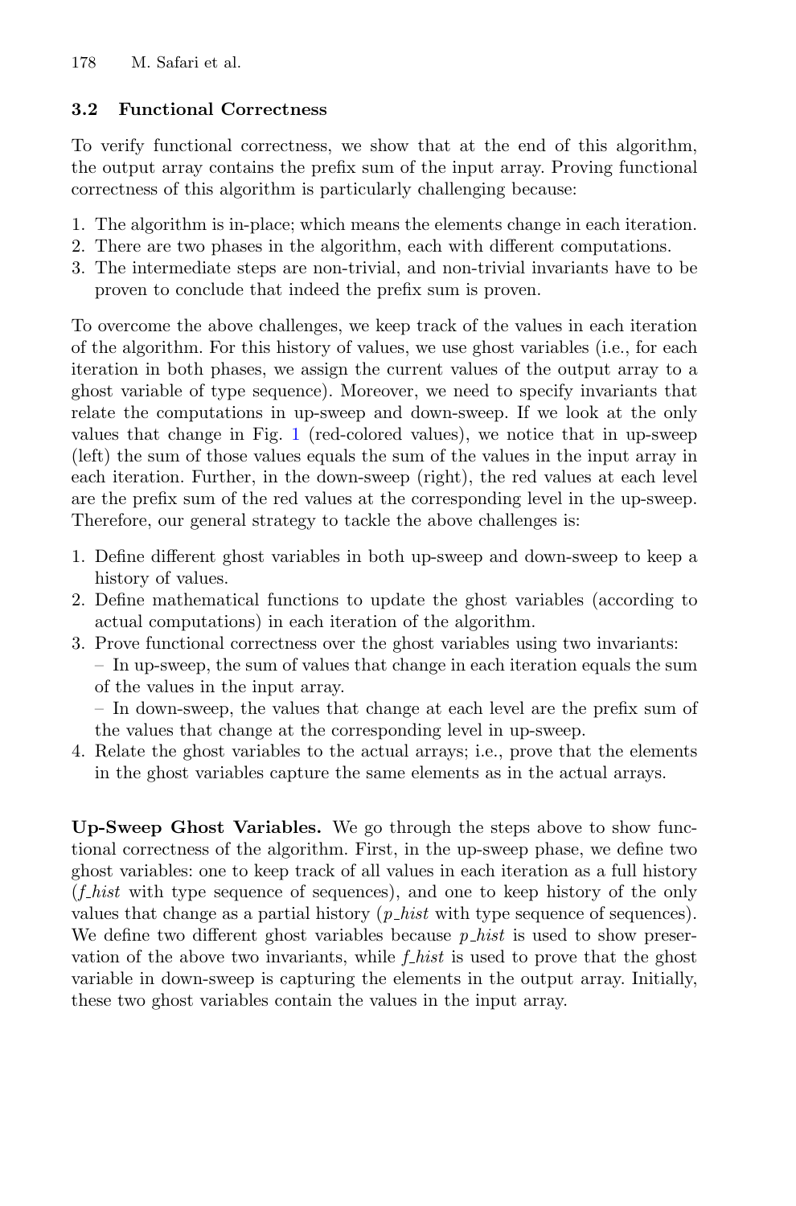### 3.2 Functional Correctness

To verify functional correctness, we show that at the end of this algorithm, the output array contains the prefix sum of the input array. Proving functional correctness of this algorithm is particularly challenging because:

1. The algorithm is in-place; which means the elements change in each iteration.
2. There are two phases in the algorithm, each with different computations.
3. The intermediate steps are non-trivial, and non-trivial invariants have to be proven to conclude that indeed the prefix sum is proven.

To overcome the above challenges, we keep track of the values in each iteration of the algorithm. For this history of values, we use ghost variables (i.e., for each iteration in both phases, we assign the current values of the output array to a ghost variable of type sequence). Moreover, we need to specify invariants that relate the computations in up-sweep and down-sweep. If we look at the only values that change in Fig. 1 (red-colored values), we notice that in up-sweep (left) the sum of those values equals the sum of the values in the input array in each iteration. Further, in the down-sweep (right), the red values at each level are the prefix sum of the red values at the corresponding level in the up-sweep. Therefore, our general strategy to tackle the above challenges is:

1. Define different ghost variables in both up-sweep and down-sweep to keep a history of values.
2. Define mathematical functions to update the ghost variables (according to actual computations) in each iteration of the algorithm.
3. Prove functional correctness over the ghost variables using two invariants:
   - In up-sweep, the sum of values that change in each iteration equals the sum of the values in the input array.
   - In down-sweep, the values that change at each level are the prefix sum of the values that change at the corresponding level in up-sweep.
4. Relate the ghost variables to the actual arrays; i.e., prove that the elements in the ghost variables capture the same elements as in the actual arrays.

**Up-Sweep Ghost Variables.** We go through the steps above to show functional correctness of the algorithm. First, in the up-sweep phase, we define two ghost variables: one to keep track of all values in each iteration as a full history (*f_hist* with type sequence of sequences), and one to keep history of the only values that change as a partial history (*p_hist* with type sequence of sequences). We define two different ghost variables because *p_hist* is used to show preservation of the above two invariants, while *f_hist* is used to prove that the ghost variable in down-sweep is capturing the elements in the output array. Initially, these two ghost variables contain the values in the input array.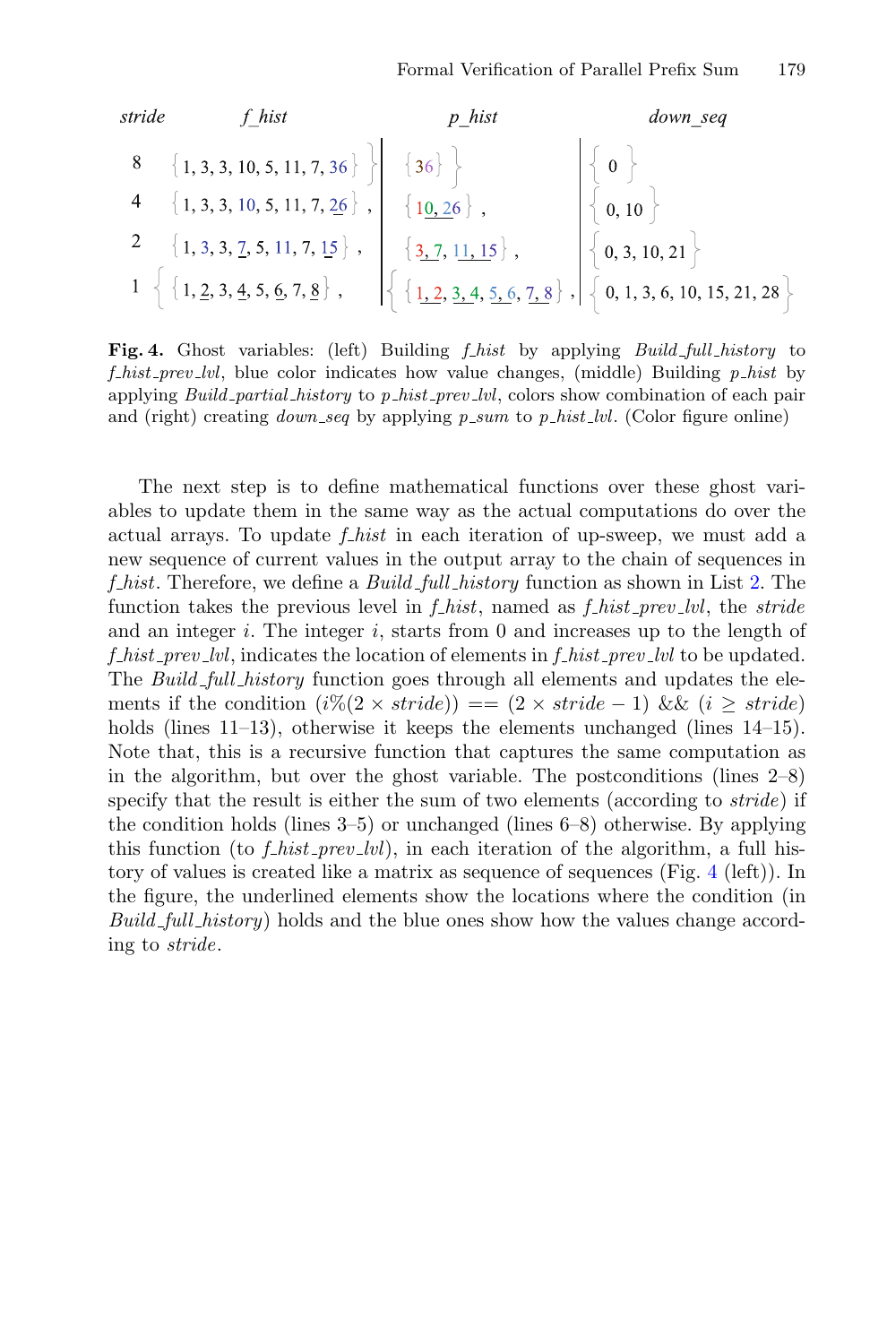| *stride* | *f_hist* | *p_hist* | *down_seq* |
|---|---|---|---|
| 8 | {1, 3, 3, 10, 5, 11, 7, 36} } | {36} } | { 0 } |
| 4 | {1, 3, 3, 10, 5, 11, 7, 26} , | {10, 26} , | { 0, 10 } |
| 2 | {1, 3, 3, 7, 5, 11, 7, 15} , | {3, 7, 11, 15} , | { 0, 3, 10, 21 } |
| 1 | { {1, 2, 3, 4, 5, 6, 7, 8} , | { {1, 2, 3, 4, 5, 6, 7, 8} , | { 0, 1, 3, 6, 10, 15, 21, 28 } |

**Fig. 4.** Ghost variables: (left) Building *f_hist* by applying *Build_full_history* to *f_hist_prev_lvl*, blue color indicates how value changes, (middle) Building *p_hist* by applying *Build_partial_history* to *p_hist_prev_lvl*, colors show combination of each pair and (right) creating *down_seq* by applying *p_sum* to *p_hist_lvl*. (Color figure online)

The next step is to define mathematical functions over these ghost variables to update them in the same way as the actual computations do over the actual arrays. To update *f_hist* in each iteration of up-sweep, we must add a new sequence of current values in the output array to the chain of sequences in *f_hist*. Therefore, we define a *Build_full_history* function as shown in List 2. The function takes the previous level in *f_hist*, named as *f_hist_prev_lvl*, the *stride* and an integer $i$. The integer $i$, starts from 0 and increases up to the length of *f_hist_prev_lvl*, indicates the location of elements in *f_hist_prev_lvl* to be updated. The *Build_full_history* function goes through all elements and updates the elements if the condition $(i\%(2 \times stride)) == (2 \times stride - 1)$ && $(i \geq stride)$ holds (lines 11–13), otherwise it keeps the elements unchanged (lines 14–15). Note that, this is a recursive function that captures the same computation as in the algorithm, but over the ghost variable. The postconditions (lines 2–8) specify that the result is either the sum of two elements (according to *stride*) if the condition holds (lines 3–5) or unchanged (lines 6–8) otherwise. By applying this function (to *f_hist_prev_lvl*), in each iteration of the algorithm, a full history of values is created like a matrix as sequence of sequences (Fig. 4 (left)). In the figure, the underlined elements show the locations where the condition (in *Build_full_history*) holds and the blue ones show how the values change according to *stride*.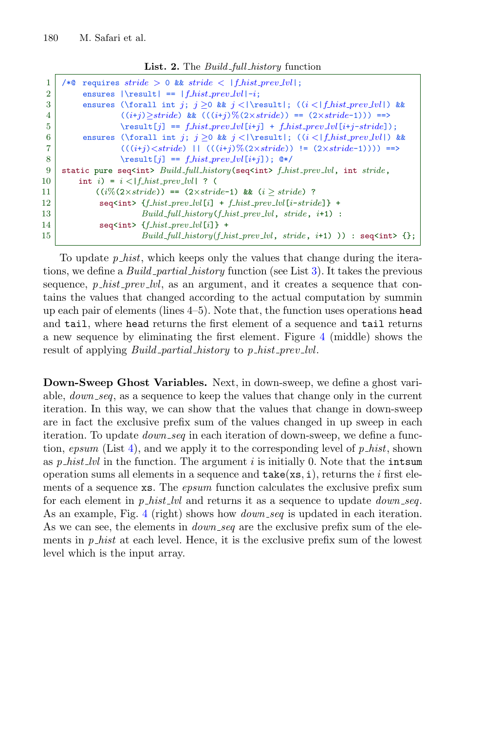**List. 2.** The *Build_full_history* function

```
1  /*@ requires stride > 0 && stride < |f_hist_prev_lvl|;
2       ensures |\result| == |f_hist_prev_lvl|-i;
3       ensures (\forall int j; j ≥0 && j <|\result|; ((i <|f_hist_prev_lvl|) &&
4               ((i+j)≥stride) && (((i+j)%(2×stride)) == (2×stride-1))) ==>
5               \result[j] == f_hist_prev_lvl[i+j] + f_hist_prev_lvl[i+j-stride]);
6       ensures (\forall int j; j ≥0 && j <|\result|; ((i <|f_hist_prev_lvl|) &&
7               (((i+j)<stride) || (((i+j)%(2×stride)) != (2×stride-1)))) ==>
8               \result[j] == f_hist_prev_lvl[i+j]); @*/
9  static pure seq<int> Build_full_history(seq<int> f_hist_prev_lvl, int stride,
10     int i) = i <|f_hist_prev_lvl| ? (
11         ((i%(2×stride)) == (2×stride-1) && (i ≥ stride) ?
12          seq<int> {f_hist_prev_lvl[i] + f_hist_prev_lvl[i-stride]} +
13                   Build_full_history(f_hist_prev_lvl, stride, i+1) :
14          seq<int> {f_hist_prev_lvl[i]} +
15                   Build_full_history(f_hist_prev_lvl, stride, i+1) )) : seq<int> {};
```

To update *p_hist*, which keeps only the values that change during the iterations, we define a *Build_partial_history* function (see List 3). It takes the previous sequence, *p_hist_prev_lvl*, as an argument, and it creates a sequence that contains the values that changed according to the actual computation by summin up each pair of elements (lines 4–5). Note that, the function uses operations `head` and `tail`, where `head` returns the first element of a sequence and `tail` returns a new sequence by eliminating the first element. Figure 4 (middle) shows the result of applying *Build_partial_history* to *p_hist_prev_lvl*.

**Down-Sweep Ghost Variables.** Next, in down-sweep, we define a ghost variable, *down_seq*, as a sequence to keep the values that change only in the current iteration. In this way, we can show that the values that change in down-sweep are in fact the exclusive prefix sum of the values changed in up sweep in each iteration. To update *down_seq* in each iteration of down-sweep, we define a function, *epsum* (List 4), and we apply it to the corresponding level of *p_hist*, shown as *p_hist_lvl* in the function. The argument $i$ is initially 0. Note that the `intsum` operation sums all elements in a sequence and `take(xs, i)`, returns the $i$ first elements of a sequence `xs`. The *epsum* function calculates the exclusive prefix sum for each element in *p_hist_lvl* and returns it as a sequence to update *down_seq*. As an example, Fig. 4 (right) shows how *down_seq* is updated in each iteration. As we can see, the elements in *down_seq* are the exclusive prefix sum of the elements in *p_hist* at each level. Hence, it is the exclusive prefix sum of the lowest level which is the input array.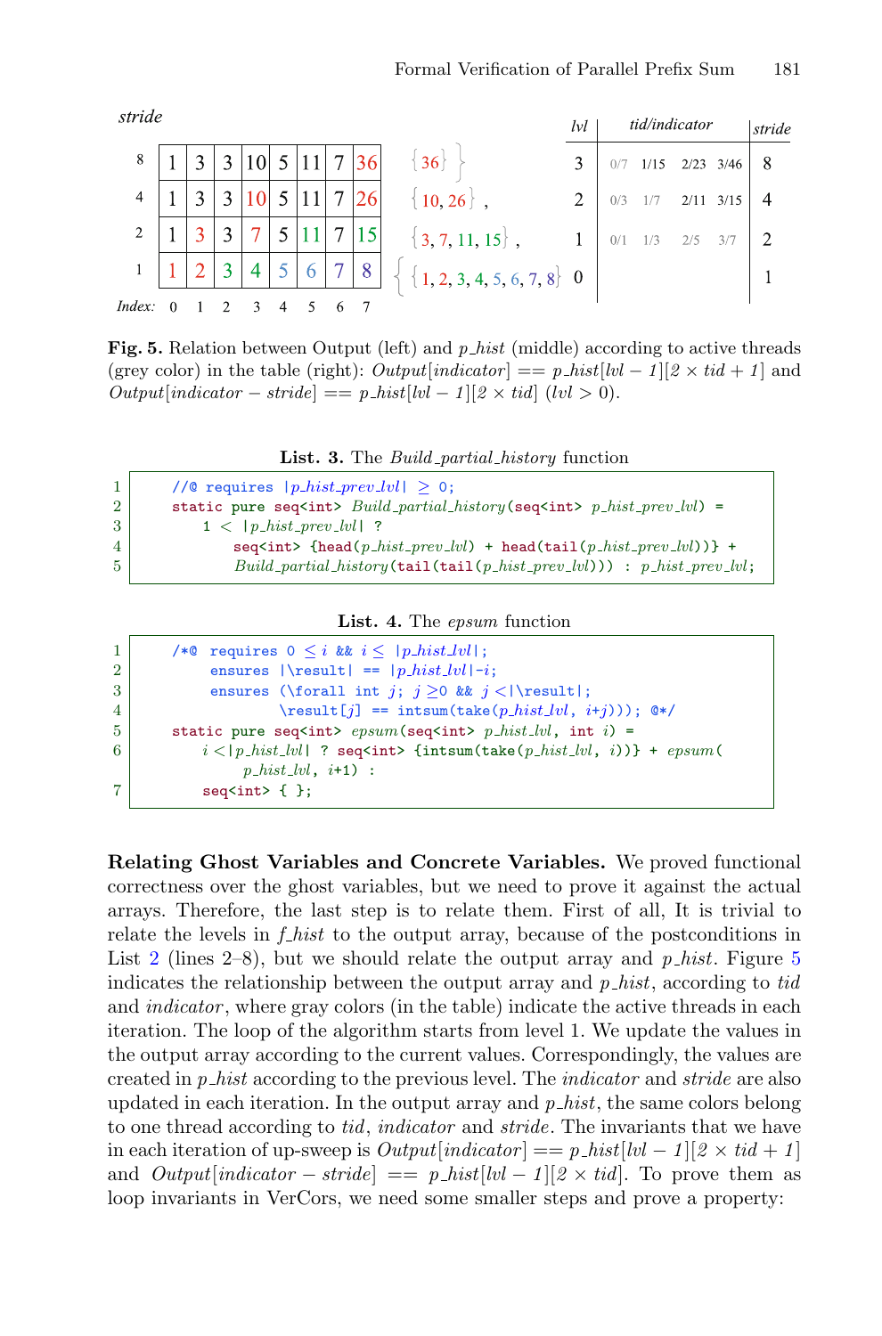| stride | | | | | | | | |
|---|---|---|---|---|---|---|---|---|
| 8 | 1 | 3 | 3 | 10 | 5 | 11 | 7 | 36 |
| 4 | 1 | 3 | 3 | 10 | 5 | 11 | 7 | 26 |
| 2 | 1 | 3 | 3 | 7 | 5 | 11 | 7 | 15 |
| 1 | 1 | 2 | 3 | 4 | 5 | 6 | 7 | 8 |
| Index: | 0 | 1 | 2 | 3 | 4 | 5 | 6 | 7 |

$\{\{1, 2, 3, 4, 5, 6, 7, 8\}, \{3, 7, 11, 15\}, \{10, 26\}, \{36\}\}$

| lvl | tid/indicator | | | | stride |
|---|---|---|---|---|---|
| 3 | 0/7 | 1/15 | 2/23 | 3/46 | 8 |
| 2 | 0/3 | 1/7 | 2/11 | 3/15 | 4 |
| 1 | 0/1 | 1/3 | 2/5 | 3/7 | 2 |
| 0 | | | | | 1 |

**Fig. 5.** Relation between Output (left) and *p_hist* (middle) according to active threads (grey color) in the table (right): $Output[indicator] == p\_hist[lvl - 1][2 \times tid + 1]$ and $Output[indicator - stride] == p\_hist[lvl - 1][2 \times tid]$ $(lvl > 0)$.

**List. 3.** The *Build_partial_history* function

```
1   //@ requires |p_hist_prev_lvl| ≥ 0;
2   static pure seq<int> Build_partial_history(seq<int> p_hist_prev_lvl) =
3       1 < |p_hist_prev_lvl| ?
4           seq<int> {head(p_hist_prev_lvl) + head(tail(p_hist_prev_lvl))} +
5           Build_partial_history(tail(tail(p_hist_prev_lvl))) : p_hist_prev_lvl;
```

**List. 4.** The *epsum* function

```
1   /*@ requires 0 ≤ i && i ≤ |p_hist_lvl|;
2       ensures |\result| == |p_hist_lvl|-i;
3       ensures (\forall int j; j ≥0 && j <|\result|;
4               \result[j] == intsum(take(p_hist_lvl, i+j))); @*/
5   static pure seq<int> epsum(seq<int> p_hist_lvl, int i) =
6       i <|p_hist_lvl| ? seq<int> {intsum(take(p_hist_lvl, i))} + epsum(
            p_hist_lvl, i+1) :
7       seq<int> { };
```

**Relating Ghost Variables and Concrete Variables.** We proved functional correctness over the ghost variables, but we need to prove it against the actual arrays. Therefore, the last step is to relate them. First of all, It is trivial to relate the levels in *f_hist* to the output array, because of the postconditions in List 2 (lines 2–8), but we should relate the output array and *p_hist*. Figure 5 indicates the relationship between the output array and *p_hist*, according to *tid* and *indicator*, where gray colors (in the table) indicate the active threads in each iteration. The loop of the algorithm starts from level 1. We update the values in the output array according to the current values. Correspondingly, the values are created in *p_hist* according to the previous level. The *indicator* and *stride* are also updated in each iteration. In the output array and *p_hist*, the same colors belong to one thread according to *tid*, *indicator* and *stride*. The invariants that we have in each iteration of up-sweep is $Output[indicator] == p\_hist[lvl - 1][2 \times tid + 1]$ and $Output[indicator - stride] == p\_hist[lvl - 1][2 \times tid]$. To prove them as loop invariants in VerCors, we need some smaller steps and prove a property: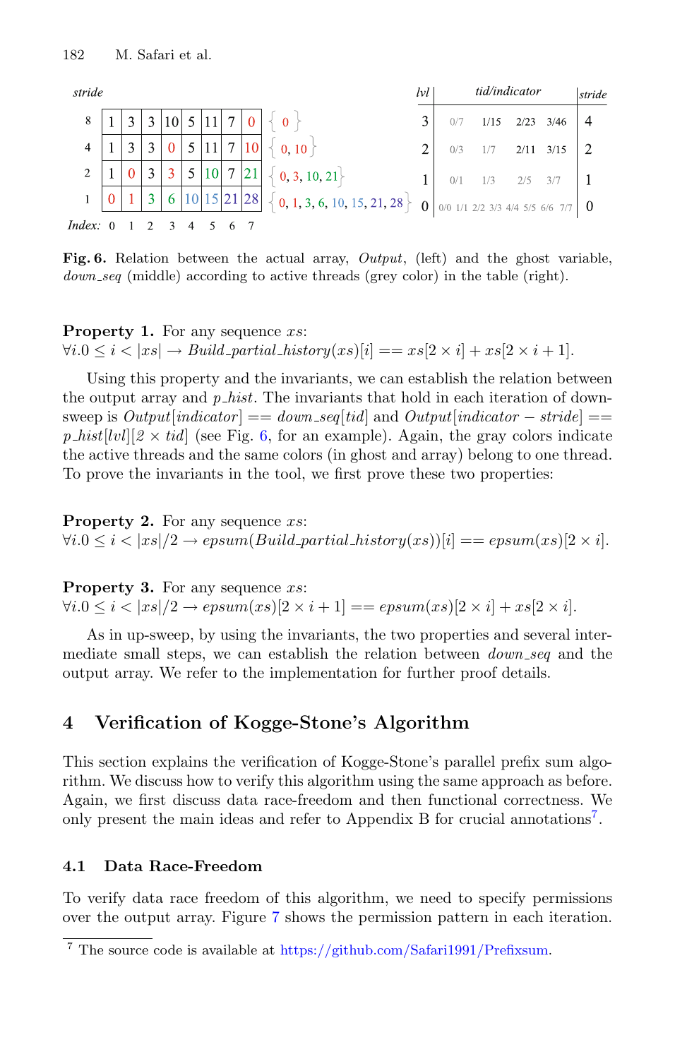| stride | | | | | | | | | |
|---|---|---|---|---|---|---|---|---|---|
| 8 | 1 | 3 | 3 | 10 | 5 | 11 | 7 | 0 | { 0 } |
| 4 | 1 | 3 | 3 | 0 | 5 | 11 | 7 | 10 | { 0, 10 } |
| 2 | 1 | 0 | 3 | 3 | 5 | 10 | 7 | 21 | { 0, 3, 10, 21 } |
| 1 | 0 | 1 | 3 | 6 | 10 | 15 | 21 | 28 | { 0, 1, 3, 6, 10, 15, 21, 28 } |
| *Index:* | 0 | 1 | 2 | 3 | 4 | 5 | 6 | 7 | |

| lvl | tid/indicator | | | | | | | | stride |
|---|---|---|---|---|---|---|---|---|---|
| 3 | 0/7 | 1/15 | 2/23 | 3/46 | | | | | 4 |
| 2 | 0/3 | 1/7 | 2/11 | 3/15 | | | | | 2 |
| 1 | 0/1 | 1/3 | 2/5 | 3/7 | | | | | 1 |
| 0 | 0/0 | 1/1 | 2/2 | 3/3 | 4/4 | 5/5 | 6/6 | 7/7 | 0 |

**Fig. 6.** Relation between the actual array, *Output*, (left) and the ghost variable, *down_seq* (middle) according to active threads (grey color) in the table (right).

**Property 1.** For any sequence $xs$:
$\forall i. 0 \leq i < |xs| \rightarrow \mathit{Build\_partial\_history}(xs)[i] == xs[2 \times i] + xs[2 \times i + 1]$.

Using this property and the invariants, we can establish the relation between the output array and *p_hist*. The invariants that hold in each iteration of down-sweep is $\mathit{Output}[\mathit{indicator}] == \mathit{down\_seq}[\mathit{tid}]$ and $\mathit{Output}[\mathit{indicator} - \mathit{stride}] == \mathit{p\_hist}[\mathit{lvl}][2 \times \mathit{tid}]$ (see Fig. 6, for an example). Again, the gray colors indicate the active threads and the same colors (in ghost and array) belong to one thread. To prove the invariants in the tool, we first prove these two properties:

**Property 2.** For any sequence $xs$:
$\forall i. 0 \leq i < |xs|/2 \rightarrow \mathit{epsum}(\mathit{Build\_partial\_history}(xs))[i] == \mathit{epsum}(xs)[2 \times i]$.

**Property 3.** For any sequence $xs$:
$\forall i. 0 \leq i < |xs|/2 \rightarrow \mathit{epsum}(xs)[2 \times i + 1] == \mathit{epsum}(xs)[2 \times i] + xs[2 \times i]$.

As in up-sweep, by using the invariants, the two properties and several intermediate small steps, we can establish the relation between *down_seq* and the output array. We refer to the implementation for further proof details.

## 4 Verification of Kogge-Stone's Algorithm

This section explains the verification of Kogge-Stone's parallel prefix sum algorithm. We discuss how to verify this algorithm using the same approach as before. Again, we first discuss data race-freedom and then functional correctness. We only present the main ideas and refer to Appendix B for crucial annotations[7].

### 4.1 Data Race-Freedom

To verify data race freedom of this algorithm, we need to specify permissions over the output array. Figure 7 shows the permission pattern in each iteration.

[7] The source code is available at https://github.com/Safari1991/Prefixsum.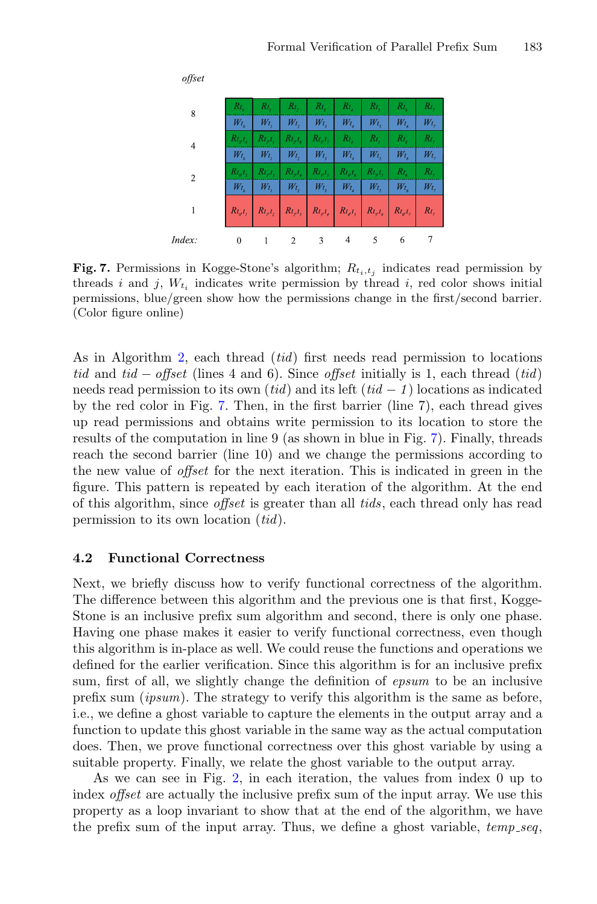offset

8

$R_{t_0}$ $R_{t_1}$ $R_{t_2}$ $R_{t_3}$ $R_{t_4}$ $R_{t_5}$ $R_{t_6}$ $R_{t_7}$

$W_{t_0}$ $W_{t_1}$ $W_{t_2}$ $W_{t_3}$ $W_{t_4}$ $W_{t_5}$ $W_{t_6}$ $W_{t_7}$

4

$R_{t_0,t_4}$ $R_{t_1,t_5}$ $R_{t_2,t_6}$ $R_{t_3,t_7}$ $R_{t_4}$ $R_{t_5}$ $R_{t_6}$ $R_{t_7}$

$W_{t_0}$ $W_{t_1}$ $W_{t_2}$ $W_{t_3}$ $W_{t_4}$ $W_{t_5}$ $W_{t_6}$ $W_{t_7}$

2

$R_{t_0,t_2}$ $R_{t_1,t_3}$ $R_{t_2,t_4}$ $R_{t_3,t_5}$ $R_{t_4,t_6}$ $R_{t_5,t_7}$ $R_{t_6}$ $R_{t_7}$

$W_{t_0}$ $W_{t_1}$ $W_{t_2}$ $W_{t_3}$ $W_{t_4}$ $W_{t_5}$ $W_{t_6}$ $W_{t_7}$

1

$R_{t_0,t_1}$ $R_{t_1,t_2}$ $R_{t_2,t_3}$ $R_{t_3,t_4}$ $R_{t_4,t_5}$ $R_{t_5,t_6}$ $R_{t_6,t_7}$ $R_{t_7}$

Index: 0 1 2 3 4 5 6 7

**Fig. 7.** Permissions in Kogge-Stone's algorithm; $R_{t_i,t_j}$ indicates read permission by threads $i$ and $j$, $W_{t_i}$ indicates write permission by thread $i$, red color shows initial permissions, blue/green show how the permissions change in the first/second barrier. (Color figure online)

As in Algorithm 2, each thread (*tid*) first needs read permission to locations *tid* and *tid* − *offset* (lines 4 and 6). Since *offset* initially is 1, each thread (*tid*) needs read permission to its own (*tid*) and its left (*tid* − *1*) locations as indicated by the red color in Fig. 7. Then, in the first barrier (line 7), each thread gives up read permissions and obtains write permission to its location to store the results of the computation in line 9 (as shown in blue in Fig. 7). Finally, threads reach the second barrier (line 10) and we change the permissions according to the new value of *offset* for the next iteration. This is indicated in green in the figure. This pattern is repeated by each iteration of the algorithm. At the end of this algorithm, since *offset* is greater than all *tids*, each thread only has read permission to its own location (*tid*).

### 4.2 Functional Correctness

Next, we briefly discuss how to verify functional correctness of the algorithm. The difference between this algorithm and the previous one is that first, Kogge-Stone is an inclusive prefix sum algorithm and second, there is only one phase. Having one phase makes it easier to verify functional correctness, even though this algorithm is in-place as well. We could reuse the functions and operations we defined for the earlier verification. Since this algorithm is for an inclusive prefix sum, first of all, we slightly change the definition of *epsum* to be an inclusive prefix sum (*ipsum*). The strategy to verify this algorithm is the same as before, i.e., we define a ghost variable to capture the elements in the output array and a function to update this ghost variable in the same way as the actual computation does. Then, we prove functional correctness over this ghost variable by using a suitable property. Finally, we relate the ghost variable to the output array.

As we can see in Fig. 2, in each iteration, the values from index 0 up to index *offset* are actually the inclusive prefix sum of the input array. We use this property as a loop invariant to show that at the end of the algorithm, we have the prefix sum of the input array. Thus, we define a ghost variable, *temp_seq*,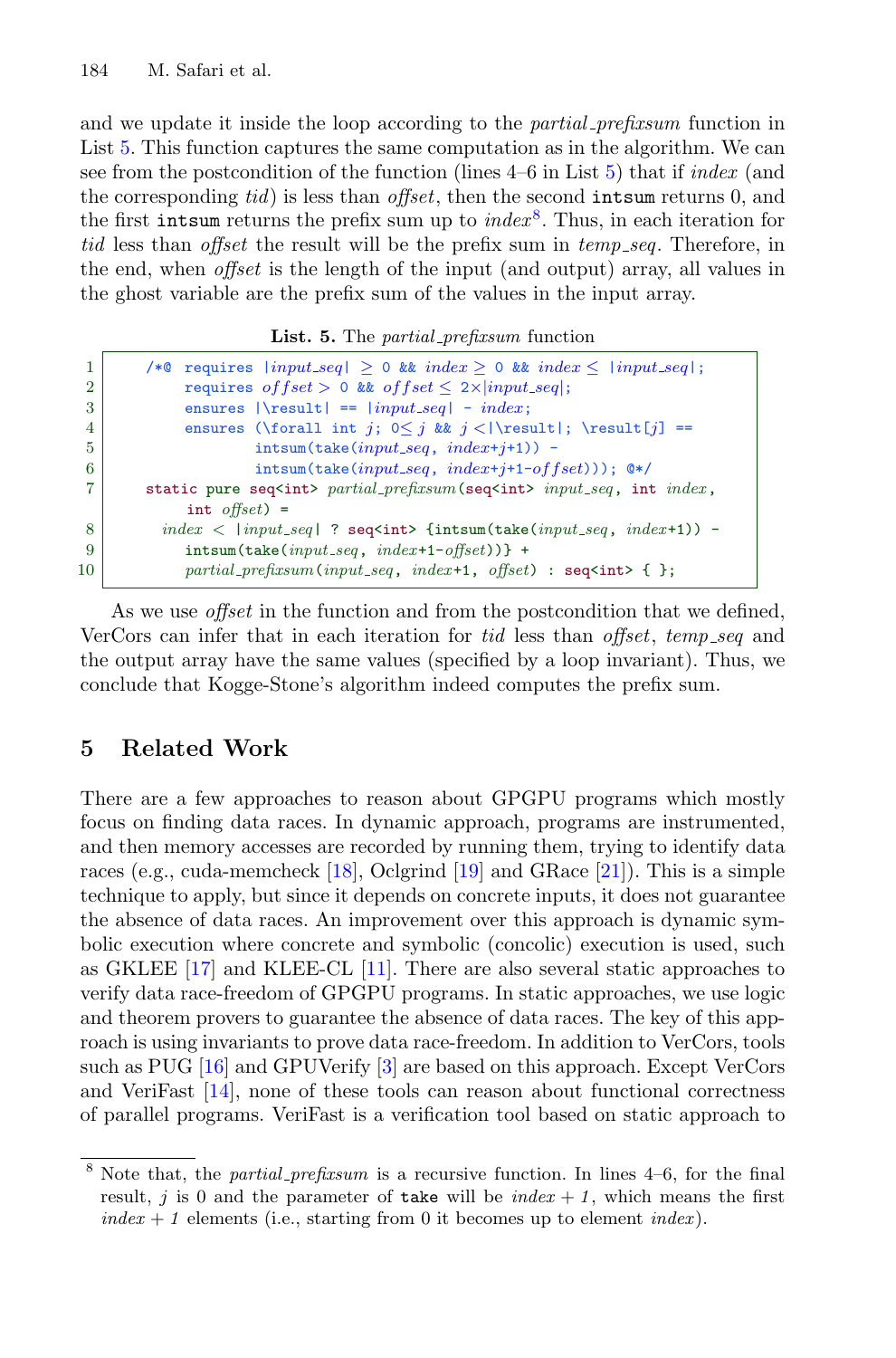and we update it inside the loop according to the *partial_prefixsum* function in List 5. This function captures the same computation as in the algorithm. We can see from the postcondition of the function (lines 4–6 in List 5) that if *index* (and the corresponding *tid*) is less than *offset*, then the second `intsum` returns 0, and the first `intsum` returns the prefix sum up to *index*[8]. Thus, in each iteration for *tid* less than *offset* the result will be the prefix sum in *temp_seq*. Therefore, in the end, when *offset* is the length of the input (and output) array, all values in the ghost variable are the prefix sum of the values in the input array.

**List. 5.** The *partial_prefixsum* function

```
1     /*@ requires |input_seq| ≥ 0 && index ≥ 0 && index ≤ |input_seq|;
2         requires offset > 0 && offset ≤ 2×|input_seq|;
3         ensures |\result| == |input_seq| - index;
4         ensures (\forall int j; 0≤ j && j <|\result|; \result[j] ==
5                  intsum(take(input_seq, index+j+1)) -
6                  intsum(take(input_seq, index+j+1-offset))); @*/
7     static pure seq<int> partial_prefixsum(seq<int> input_seq, int index,
          int offset) =
8       index < |input_seq| ? seq<int> {intsum(take(input_seq, index+1)) -
9          intsum(take(input_seq, index+1-offset))} +
10         partial_prefixsum(input_seq, index+1, offset) : seq<int> { };
```

As we use *offset* in the function and from the postcondition that we defined, VerCors can infer that in each iteration for *tid* less than *offset*, *temp_seq* and the output array have the same values (specified by a loop invariant). Thus, we conclude that Kogge-Stone's algorithm indeed computes the prefix sum.

## 5 Related Work

There are a few approaches to reason about GPGPU programs which mostly focus on finding data races. In dynamic approach, programs are instrumented, and then memory accesses are recorded by running them, trying to identify data races (e.g., cuda-memcheck [18], Oclgrind [19] and GRace [21]). This is a simple technique to apply, but since it depends on concrete inputs, it does not guarantee the absence of data races. An improvement over this approach is dynamic symbolic execution where concrete and symbolic (concolic) execution is used, such as GKLEE [17] and KLEE-CL [11]. There are also several static approaches to verify data race-freedom of GPGPU programs. In static approaches, we use logic and theorem provers to guarantee the absence of data races. The key of this approach is using invariants to prove data race-freedom. In addition to VerCors, tools such as PUG [16] and GPUVerify [3] are based on this approach. Except VerCors and VeriFast [14], none of these tools can reason about functional correctness of parallel programs. VeriFast is a verification tool based on static approach to

[8] Note that, the *partial_prefixsum* is a recursive function. In lines 4–6, for the final result, $j$ is 0 and the parameter of `take` will be *index + 1*, which means the first *index + 1* elements (i.e., starting from 0 it becomes up to element *index*).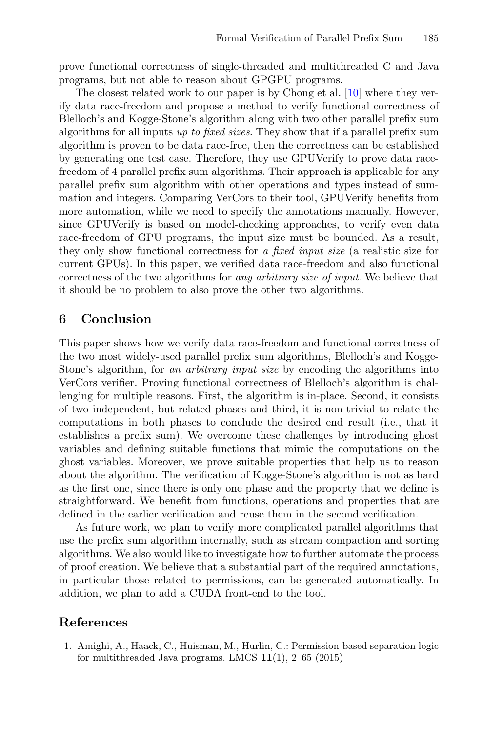prove functional correctness of single-threaded and multithreaded C and Java programs, but not able to reason about GPGPU programs.

The closest related work to our paper is by Chong et al. [10] where they verify data race-freedom and propose a method to verify functional correctness of Blelloch's and Kogge-Stone's algorithm along with two other parallel prefix sum algorithms for all inputs *up to fixed sizes*. They show that if a parallel prefix sum algorithm is proven to be data race-free, then the correctness can be established by generating one test case. Therefore, they use GPUVerify to prove data race-freedom of 4 parallel prefix sum algorithms. Their approach is applicable for any parallel prefix sum algorithm with other operations and types instead of summation and integers. Comparing VerCors to their tool, GPUVerify benefits from more automation, while we need to specify the annotations manually. However, since GPUVerify is based on model-checking approaches, to verify even data race-freedom of GPU programs, the input size must be bounded. As a result, they only show functional correctness for *a fixed input size* (a realistic size for current GPUs). In this paper, we verified data race-freedom and also functional correctness of the two algorithms for *any arbitrary size of input*. We believe that it should be no problem to also prove the other two algorithms.

## 6 Conclusion

This paper shows how we verify data race-freedom and functional correctness of the two most widely-used parallel prefix sum algorithms, Blelloch's and Kogge-Stone's algorithm, for *an arbitrary input size* by encoding the algorithms into VerCors verifier. Proving functional correctness of Blelloch's algorithm is challenging for multiple reasons. First, the algorithm is in-place. Second, it consists of two independent, but related phases and third, it is non-trivial to relate the computations in both phases to conclude the desired end result (i.e., that it establishes a prefix sum). We overcome these challenges by introducing ghost variables and defining suitable functions that mimic the computations on the ghost variables. Moreover, we prove suitable properties that help us to reason about the algorithm. The verification of Kogge-Stone's algorithm is not as hard as the first one, since there is only one phase and the property that we define is straightforward. We benefit from functions, operations and properties that are defined in the earlier verification and reuse them in the second verification.

As future work, we plan to verify more complicated parallel algorithms that use the prefix sum algorithm internally, such as stream compaction and sorting algorithms. We also would like to investigate how to further automate the process of proof creation. We believe that a substantial part of the required annotations, in particular those related to permissions, can be generated automatically. In addition, we plan to add a CUDA front-end to the tool.

## References

1. Amighi, A., Haack, C., Huisman, M., Hurlin, C.: Permission-based separation logic for multithreaded Java programs. LMCS **11**(1), 2–65 (2015)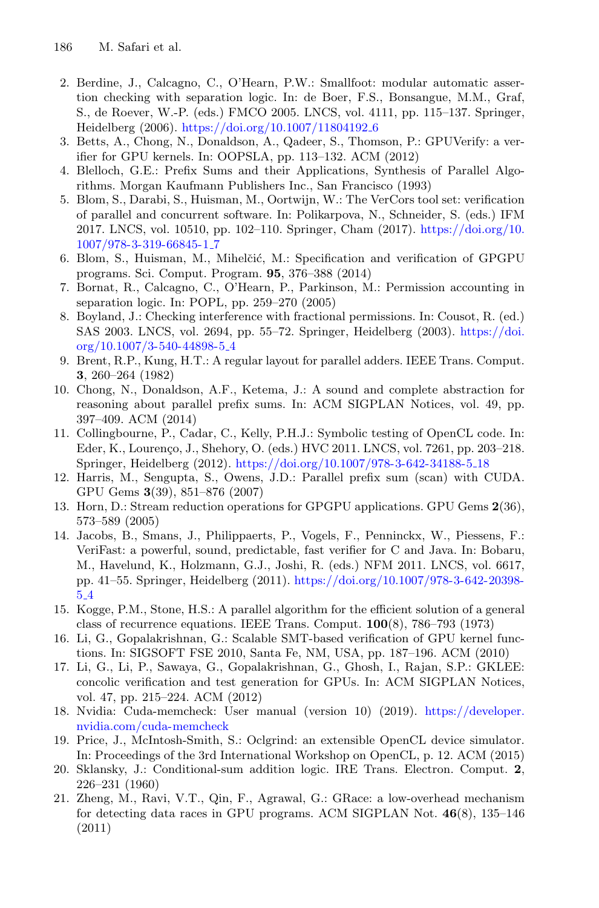2. Berdine, J., Calcagno, C., O'Hearn, P.W.: Smallfoot: modular automatic assertion checking with separation logic. In: de Boer, F.S., Bonsangue, M.M., Graf, S., de Roever, W.-P. (eds.) FMCO 2005. LNCS, vol. 4111, pp. 115–137. Springer, Heidelberg (2006). https://doi.org/10.1007/11804192_6
3. Betts, A., Chong, N., Donaldson, A., Qadeer, S., Thomson, P.: GPUVerify: a verifier for GPU kernels. In: OOPSLA, pp. 113–132. ACM (2012)
4. Blelloch, G.E.: Prefix Sums and their Applications, Synthesis of Parallel Algorithms. Morgan Kaufmann Publishers Inc., San Francisco (1993)
5. Blom, S., Darabi, S., Huisman, M., Oortwijn, W.: The VerCors tool set: verification of parallel and concurrent software. In: Polikarpova, N., Schneider, S. (eds.) IFM 2017. LNCS, vol. 10510, pp. 102–110. Springer, Cham (2017). https://doi.org/10.1007/978-3-319-66845-1_7
6. Blom, S., Huisman, M., Mihelčić, M.: Specification and verification of GPGPU programs. Sci. Comput. Program. **95**, 376–388 (2014)
7. Bornat, R., Calcagno, C., O'Hearn, P., Parkinson, M.: Permission accounting in separation logic. In: POPL, pp. 259–270 (2005)
8. Boyland, J.: Checking interference with fractional permissions. In: Cousot, R. (ed.) SAS 2003. LNCS, vol. 2694, pp. 55–72. Springer, Heidelberg (2003). https://doi.org/10.1007/3-540-44898-5_4
9. Brent, R.P., Kung, H.T.: A regular layout for parallel adders. IEEE Trans. Comput. **3**, 260–264 (1982)
10. Chong, N., Donaldson, A.F., Ketema, J.: A sound and complete abstraction for reasoning about parallel prefix sums. In: ACM SIGPLAN Notices, vol. 49, pp. 397–409. ACM (2014)
11. Collingbourne, P., Cadar, C., Kelly, P.H.J.: Symbolic testing of OpenCL code. In: Eder, K., Lourenço, J., Shehory, O. (eds.) HVC 2011. LNCS, vol. 7261, pp. 203–218. Springer, Heidelberg (2012). https://doi.org/10.1007/978-3-642-34188-5_18
12. Harris, M., Sengupta, S., Owens, J.D.: Parallel prefix sum (scan) with CUDA. GPU Gems **3**(39), 851–876 (2007)
13. Horn, D.: Stream reduction operations for GPGPU applications. GPU Gems **2**(36), 573–589 (2005)
14. Jacobs, B., Smans, J., Philippaerts, P., Vogels, F., Penninckx, W., Piessens, F.: VeriFast: a powerful, sound, predictable, fast verifier for C and Java. In: Bobaru, M., Havelund, K., Holzmann, G.J., Joshi, R. (eds.) NFM 2011. LNCS, vol. 6617, pp. 41–55. Springer, Heidelberg (2011). https://doi.org/10.1007/978-3-642-20398-5_4
15. Kogge, P.M., Stone, H.S.: A parallel algorithm for the efficient solution of a general class of recurrence equations. IEEE Trans. Comput. **100**(8), 786–793 (1973)
16. Li, G., Gopalakrishnan, G.: Scalable SMT-based verification of GPU kernel functions. In: SIGSOFT FSE 2010, Santa Fe, NM, USA, pp. 187–196. ACM (2010)
17. Li, G., Li, P., Sawaya, G., Gopalakrishnan, G., Ghosh, I., Rajan, S.P.: GKLEE: concolic verification and test generation for GPUs. In: ACM SIGPLAN Notices, vol. 47, pp. 215–224. ACM (2012)
18. Nvidia: Cuda-memcheck: User manual (version 10) (2019). https://developer.nvidia.com/cuda-memcheck
19. Price, J., McIntosh-Smith, S.: Oclgrind: an extensible OpenCL device simulator. In: Proceedings of the 3rd International Workshop on OpenCL, p. 12. ACM (2015)
20. Sklansky, J.: Conditional-sum addition logic. IRE Trans. Electron. Comput. **2**, 226–231 (1960)
21. Zheng, M., Ravi, V.T., Qin, F., Agrawal, G.: GRace: a low-overhead mechanism for detecting data races in GPU programs. ACM SIGPLAN Not. **46**(8), 135–146 (2011)